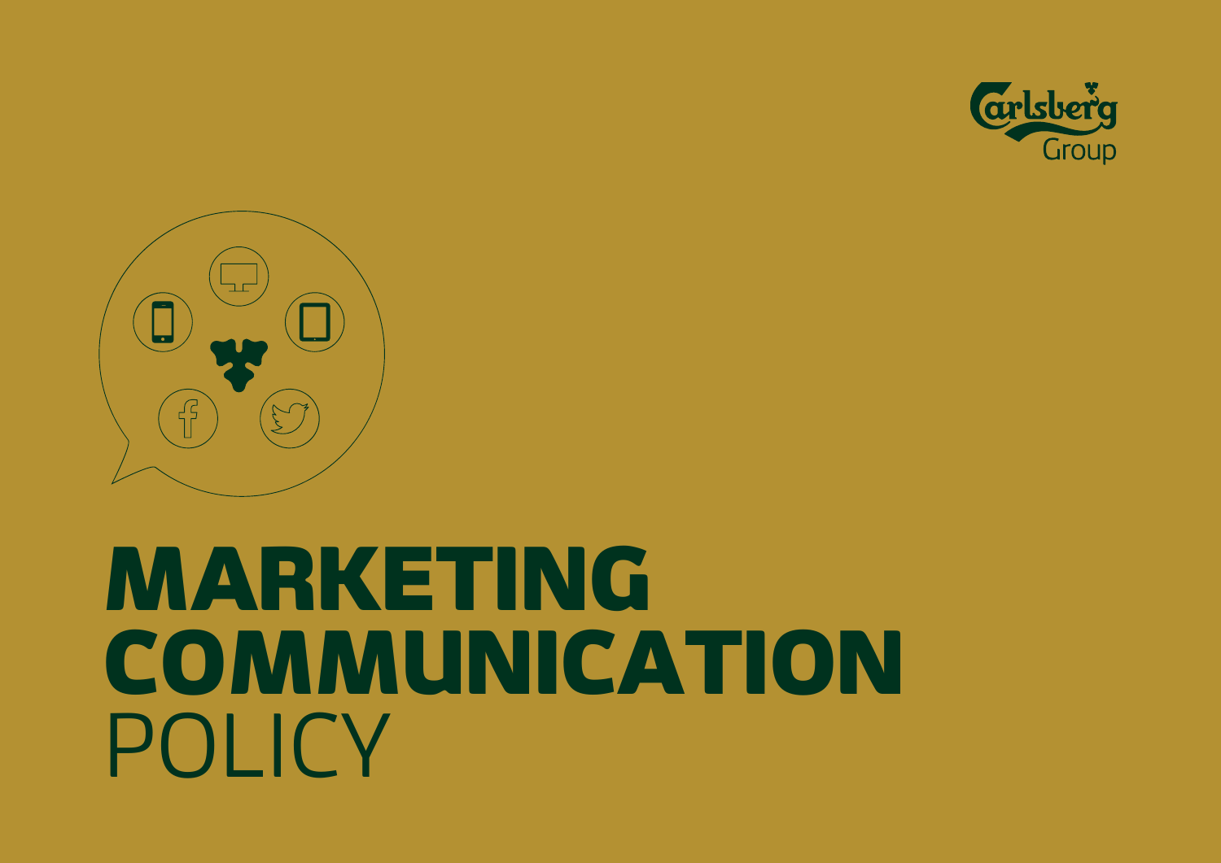# MARKETING COMMUNICATION POLICY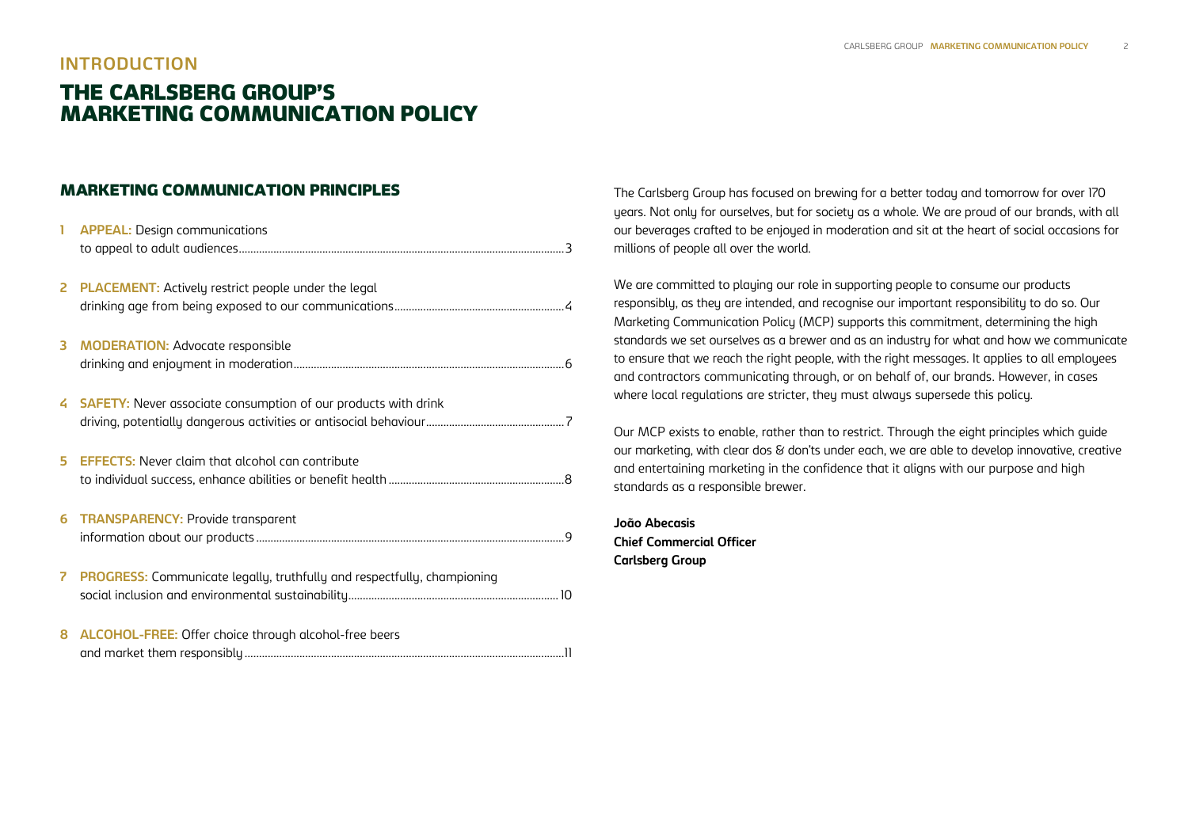## INTRODUCTION

# THE CARLSBERG GROUP'S MARKETING COMMUNICATION POLICY

### MARKETING COMMUNICATION PRINCIPLES

1. **APPEAL:** Design communications to appeal to adult audiences ... 3
2. **PLACEMENT:** Actively restrict people under the legal drinking age from being exposed to our communications ... 4
3. **MODERATION:** Advocate responsible drinking and enjoyment in moderation ... 6
4. **SAFETY:** Never associate consumption of our products with drink driving, potentially dangerous activities or antisocial behaviour ... 7
5. **EFFECTS:** Never claim that alcohol can contribute to individual success, enhance abilities or benefit health ... 8
6. **TRANSPARENCY:** Provide transparent information about our products ... 9
7. **PROGRESS:** Communicate legally, truthfully and respectfully, championing social inclusion and environmental sustainability ... 10
8. **ALCOHOL-FREE:** Offer choice through alcohol-free beers and market them responsibly ... 11

The Carlsberg Group has focused on brewing for a better today and tomorrow for over 170 years. Not only for ourselves, but for society as a whole. We are proud of our brands, with all our beverages crafted to be enjoyed in moderation and sit at the heart of social occasions for millions of people all over the world.

We are committed to playing our role in supporting people to consume our products responsibly, as they are intended, and recognise our important responsibility to do so. Our Marketing Communication Policy (MCP) supports this commitment, determining the high standards we set ourselves as a brewer and as an industry for what and how we communicate to ensure that we reach the right people, with the right messages. It applies to all employees and contractors communicating through, or on behalf of, our brands. However, in cases where local regulations are stricter, they must always supersede this policy.

Our MCP exists to enable, rather than to restrict. Through the eight principles which guide our marketing, with clear dos & don'ts under each, we are able to develop innovative, creative and entertaining marketing in the confidence that it aligns with our purpose and high standards as a responsible brewer.

**João Abecasis**
**Chief Commercial Officer**
**Carlsberg Group**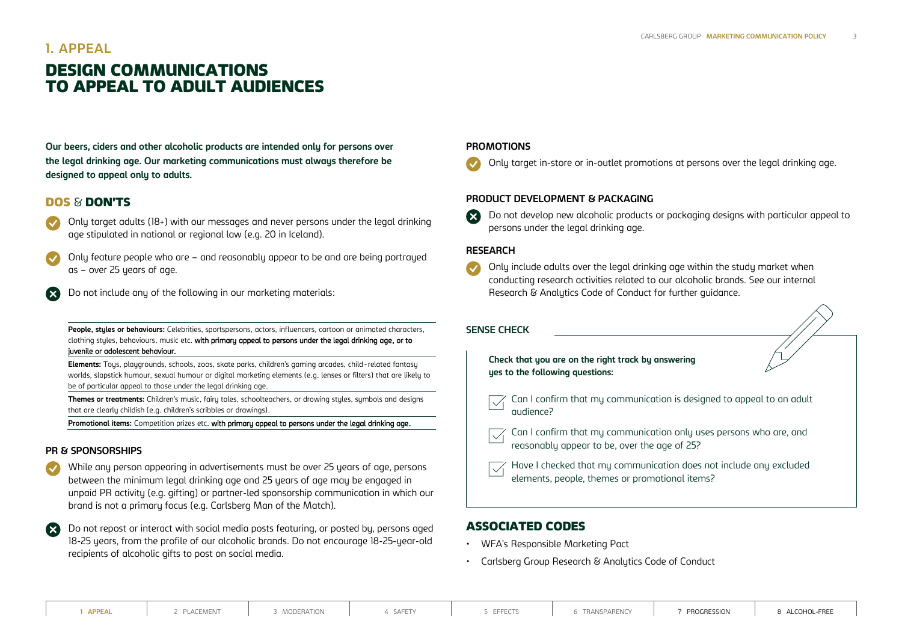## 1. APPEAL

# DESIGN COMMUNICATIONS TO APPEAL TO ADULT AUDIENCES

**Our beers, ciders and other alcoholic products are intended only for persons over the legal drinking age. Our marketing communications must always therefore be designed to appeal only to adults.**

## DOS & DON'TS

- ✔ Only target adults (18+) with our messages and never persons under the legal drinking age stipulated in national or regional law (e.g. 20 in Iceland).
- ✔ Only feature people who are – and reasonably appear to be and are being portrayed as – over 25 years of age.
- ✖ Do not include any of the following in our marketing materials:

**People, styles or behaviours:** Celebrities, sportspersons, actors, influencers, cartoon or animated characters, clothing styles, behaviours, music etc. with primary appeal to persons under the legal drinking age, or to juvenile or adolescent behaviour.

**Elements:** Toys, playgrounds, schools, zoos, skate parks, children's gaming arcades, child-related fantasy worlds, slapstick humour, sexual humour or digital marketing elements (e.g. lenses or filters) that are likely to be of particular appeal to those under the legal drinking age.

**Themes or treatments:** Children's music, fairy tales, schoolteachers, or drawing styles, symbols and designs that are clearly childish (e.g. children's scribbles or drawings).

**Promotional items:** Competition prizes etc. with primary appeal to persons under the legal drinking age.

### PR & SPONSORSHIPS

- ✔ While any person appearing in advertisements must be over 25 years of age, persons between the minimum legal drinking age and 25 years of age may be engaged in unpaid PR activity (e.g. gifting) or partner-led sponsorship communication in which our brand is not a primary focus (e.g. Carlsberg Man of the Match).
- ✖ Do not repost or interact with social media posts featuring, or posted by, persons aged 18-25 years, from the profile of our alcoholic brands. Do not encourage 18-25-year-old recipients of alcoholic gifts to post on social media.

### PROMOTIONS

- ✔ Only target in-store or in-outlet promotions at persons over the legal drinking age.

### PRODUCT DEVELOPMENT & PACKAGING

- ✖ Do not develop new alcoholic products or packaging designs with particular appeal to persons under the legal drinking age.

### RESEARCH

- ✔ Only include adults over the legal drinking age within the study market when conducting research activities related to our alcoholic brands. See our internal Research & Analytics Code of Conduct for further guidance.

### SENSE CHECK

**Check that you are on the right track by answering yes to the following questions:**

- ☐ Can I confirm that my communication is designed to appeal to an adult audience?
- ☐ Can I confirm that my communication only uses persons who are, and reasonably appear to be, over the age of 25?
- ☐ Have I checked that my communication does not include any excluded elements, people, themes or promotional items?

## ASSOCIATED CODES

- WFA's Responsible Marketing Pact
- Carlsberg Group Research & Analytics Code of Conduct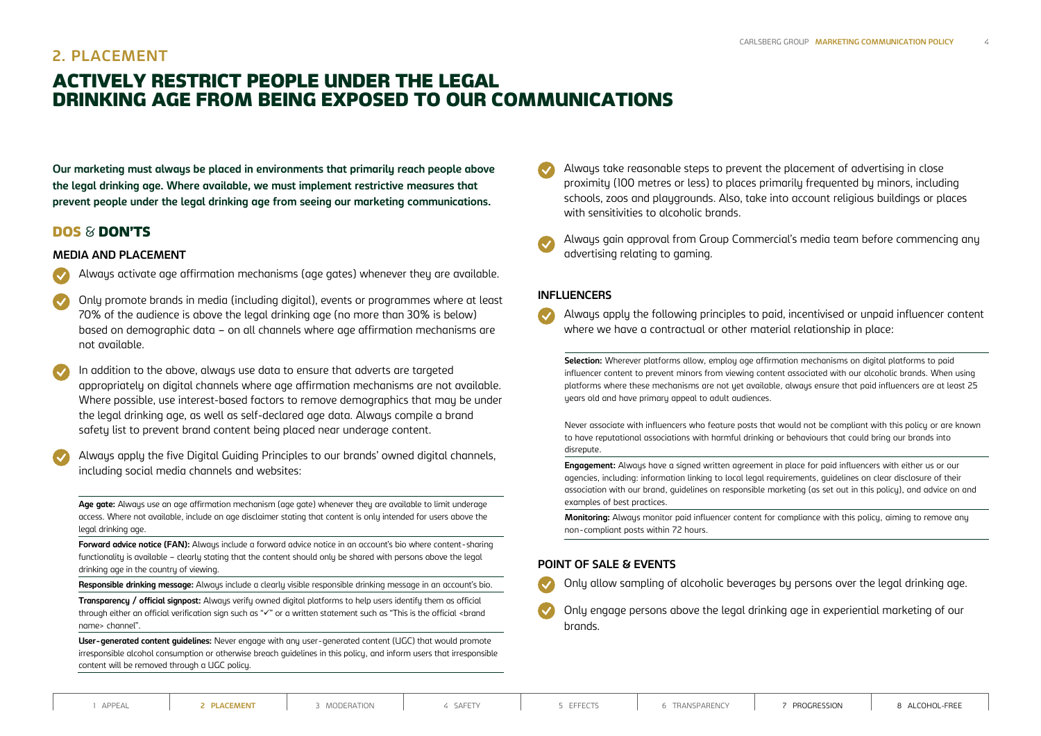## 2. PLACEMENT

# ACTIVELY RESTRICT PEOPLE UNDER THE LEGAL DRINKING AGE FROM BEING EXPOSED TO OUR COMMUNICATIONS

**Our marketing must always be placed in environments that primarily reach people above the legal drinking age. Where available, we must implement restrictive measures that prevent people under the legal drinking age from seeing our marketing communications.**

## DOS & DON'TS

### MEDIA AND PLACEMENT

- Always activate age affirmation mechanisms (age gates) whenever they are available.
- Only promote brands in media (including digital), events or programmes where at least 70% of the audience is above the legal drinking age (no more than 30% is below) based on demographic data – on all channels where age affirmation mechanisms are not available.
- In addition to the above, always use data to ensure that adverts are targeted appropriately on digital channels where age affirmation mechanisms are not available. Where possible, use interest-based factors to remove demographics that may be under the legal drinking age, as well as self-declared age data. Always compile a brand safety list to prevent brand content being placed near underage content.
- Always apply the five Digital Guiding Principles to our brands' owned digital channels, including social media channels and websites:

**Age gate:** Always use an age affirmation mechanism (age gate) whenever they are available to limit underage access. Where not available, include an age disclaimer stating that content is only intended for users above the legal drinking age.

**Forward advice notice (FAN):** Always include a forward advice notice in an account's bio where content-sharing functionality is available – clearly stating that the content should only be shared with persons above the legal drinking age in the country of viewing.

**Responsible drinking message:** Always include a clearly visible responsible drinking message in an account's bio.

**Transparency / official signpost:** Always verify owned digital platforms to help users identify them as official through either an official verification sign such as "✓" or a written statement such as "This is the official <brand name> channel".

**User-generated content guidelines:** Never engage with any user-generated content (UGC) that would promote irresponsible alcohol consumption or otherwise breach guidelines in this policy, and inform users that irresponsible content will be removed through a UGC policy.

- Always take reasonable steps to prevent the placement of advertising in close proximity (100 metres or less) to places primarily frequented by minors, including schools, zoos and playgrounds. Also, take into account religious buildings or places with sensitivities to alcoholic brands.
- Always gain approval from Group Commercial's media team before commencing any advertising relating to gaming.

### INFLUENCERS

- Always apply the following principles to paid, incentivised or unpaid influencer content where we have a contractual or other material relationship in place:

**Selection:** Wherever platforms allow, employ age affirmation mechanisms on digital platforms to paid influencer content to prevent minors from viewing content associated with our alcoholic brands. When using platforms where these mechanisms are not yet available, always ensure that paid influencers are at least 25 years old and have primary appeal to adult audiences.

Never associate with influencers who feature posts that would not be compliant with this policy or are known to have reputational associations with harmful drinking or behaviours that could bring our brands into disrepute.

**Engagement:** Always have a signed written agreement in place for paid influencers with either us or our agencies, including: information linking to local legal requirements, guidelines on clear disclosure of their association with our brand, guidelines on responsible marketing (as set out in this policy), and advice on and examples of best practices.

**Monitoring:** Always monitor paid influencer content for compliance with this policy, aiming to remove any non-compliant posts within 72 hours.

### POINT OF SALE & EVENTS

- Only allow sampling of alcoholic beverages by persons over the legal drinking age.
- Only engage persons above the legal drinking age in experiential marketing of our brands.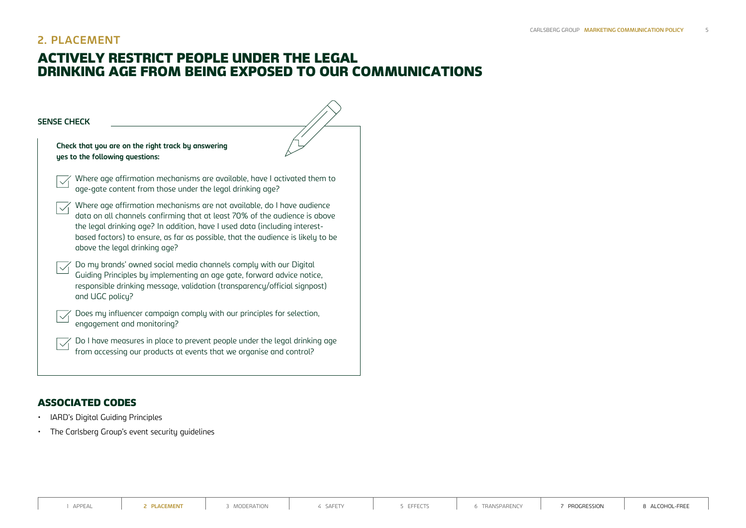## 2. PLACEMENT

# ACTIVELY RESTRICT PEOPLE UNDER THE LEGAL DRINKING AGE FROM BEING EXPOSED TO OUR COMMUNICATIONS

### SENSE CHECK

**Check that you are on the right track by answering yes to the following questions:**

- Where age affirmation mechanisms are available, have I activated them to age-gate content from those under the legal drinking age?
- Where age affirmation mechanisms are not available, do I have audience data on all channels confirming that at least 70% of the audience is above the legal drinking age? In addition, have I used data (including interest-based factors) to ensure, as far as possible, that the audience is likely to be above the legal drinking age?
- Do my brands' owned social media channels comply with our Digital Guiding Principles by implementing an age gate, forward advice notice, responsible drinking message, validation (transparency/official signpost) and UGC policy?
- Does my influencer campaign comply with our principles for selection, engagement and monitoring?
- Do I have measures in place to prevent people under the legal drinking age from accessing our products at events that we organise and control?

## ASSOCIATED CODES

- IARD's Digital Guiding Principles
- The Carlsberg Group's event security guidelines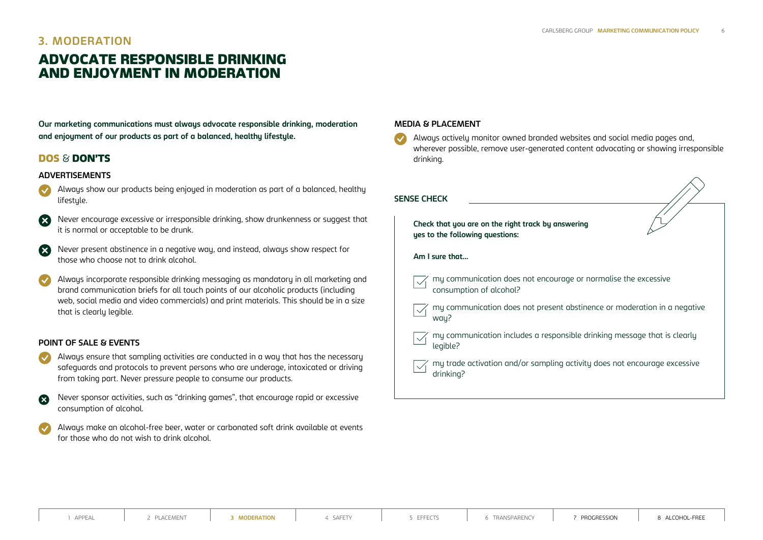## 3. MODERATION

# ADVOCATE RESPONSIBLE DRINKING AND ENJOYMENT IN MODERATION

**Our marketing communications must always advocate responsible drinking, moderation and enjoyment of our products as part of a balanced, healthy lifestyle.**

### DOS & DON'TS

#### ADVERTISEMENTS

- ✔ Always show our products being enjoyed in moderation as part of a balanced, healthy lifestyle.
- ✖ Never encourage excessive or irresponsible drinking, show drunkenness or suggest that it is normal or acceptable to be drunk.
- ✖ Never present abstinence in a negative way, and instead, always show respect for those who choose not to drink alcohol.
- ✔ Always incorporate responsible drinking messaging as mandatory in all marketing and brand communication briefs for all touch points of our alcoholic products (including web, social media and video commercials) and print materials. This should be in a size that is clearly legible.

#### POINT OF SALE & EVENTS

- ✔ Always ensure that sampling activities are conducted in a way that has the necessary safeguards and protocols to prevent persons who are underage, intoxicated or driving from taking part. Never pressure people to consume our products.
- ✖ Never sponsor activities, such as "drinking games", that encourage rapid or excessive consumption of alcohol.
- ✔ Always make an alcohol-free beer, water or carbonated soft drink available at events for those who do not wish to drink alcohol.

#### MEDIA & PLACEMENT

- ✔ Always actively monitor owned branded websites and social media pages and, wherever possible, remove user-generated content advocating or showing irresponsible drinking.

#### SENSE CHECK

**Check that you are on the right track by answering yes to the following questions:**

**Am I sure that...**

- ☐ my communication does not encourage or normalise the excessive consumption of alcohol?
- ☐ my communication does not present abstinence or moderation in a negative way?
- ☐ my communication includes a responsible drinking message that is clearly legible?
- ☐ my trade activation and/or sampling activity does not encourage excessive drinking?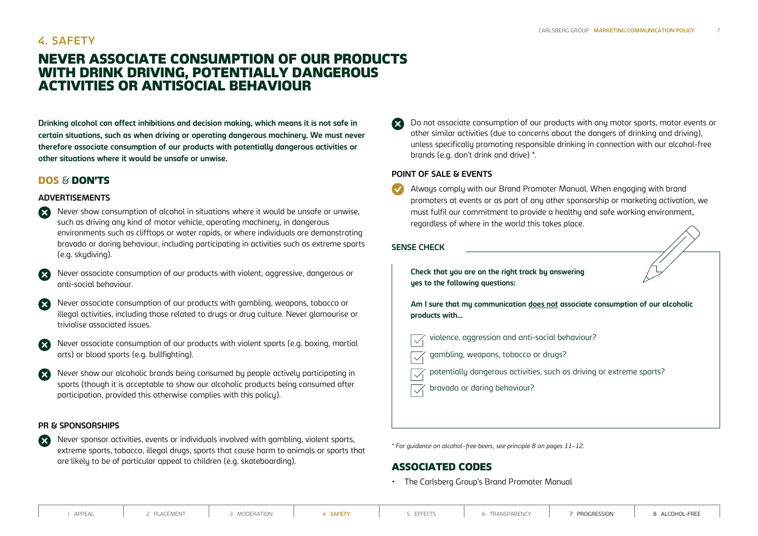## 4. SAFETY

# NEVER ASSOCIATE CONSUMPTION OF OUR PRODUCTS WITH DRINK DRIVING, POTENTIALLY DANGEROUS ACTIVITIES OR ANTISOCIAL BEHAVIOUR

**Drinking alcohol can affect inhibitions and decision making, which means it is not safe in certain situations, such as when driving or operating dangerous machinery. We must never therefore associate consumption of our products with potentially dangerous activities or other situations where it would be unsafe or unwise.**

## DOS & DON'TS

### ADVERTISEMENTS

- ✖ Never show consumption of alcohol in situations where it would be unsafe or unwise, such as driving any kind of motor vehicle, operating machinery, in dangerous environments such as clifftops or water rapids, or where individuals are demonstrating bravado or daring behaviour, including participating in activities such as extreme sports (e.g. skydiving).
- ✖ Never associate consumption of our products with violent, aggressive, dangerous or anti-social behaviour.
- ✖ Never associate consumption of our products with gambling, weapons, tobacco or illegal activities, including those related to drugs or drug culture. Never glamourise or trivialise associated issues.
- ✖ Never associate consumption of our products with violent sports (e.g. boxing, martial arts) or blood sports (e.g. bullfighting).
- ✖ Never show our alcoholic brands being consumed by people actively participating in sports (though it is acceptable to show our alcoholic products being consumed after participation, provided this otherwise complies with this policy).

### PR & SPONSORSHIPS

- ✖ Never sponsor activities, events or individuals involved with gambling, violent sports, extreme sports, tobacco, illegal drugs, sports that cause harm to animals or sports that are likely to be of particular appeal to children (e.g. skateboarding).
- ✖ Do not associate consumption of our products with any motor sports, motor events or other similar activities (due to concerns about the dangers of drinking and driving), unless specifically promoting responsible drinking in connection with our alcohol-free brands (e.g. don't drink and drive) *.

### POINT OF SALE & EVENTS

- ✔ Always comply with our Brand Promoter Manual. When engaging with brand promoters at events or as part of any other sponsorship or marketing activation, we must fulfil our commitment to provide a healthy and safe working environment, regardless of where in the world this takes place.

### SENSE CHECK

**Check that you are on the right track by answering yes to the following questions:**

**Am I sure that my communication does not associate consumption of our alcoholic products with...**

- ☐ violence, aggression and anti-social behaviour?
- ☐ gambling, weapons, tobacco or drugs?
- ☐ potentially dangerous activities, such as driving or extreme sports?
- ☐ bravado or daring behaviour?

*\* For guidance on alcohol-free beers, see principle 8 on pages 11-12.*

## ASSOCIATED CODES

- The Carlsberg Group's Brand Promoter Manual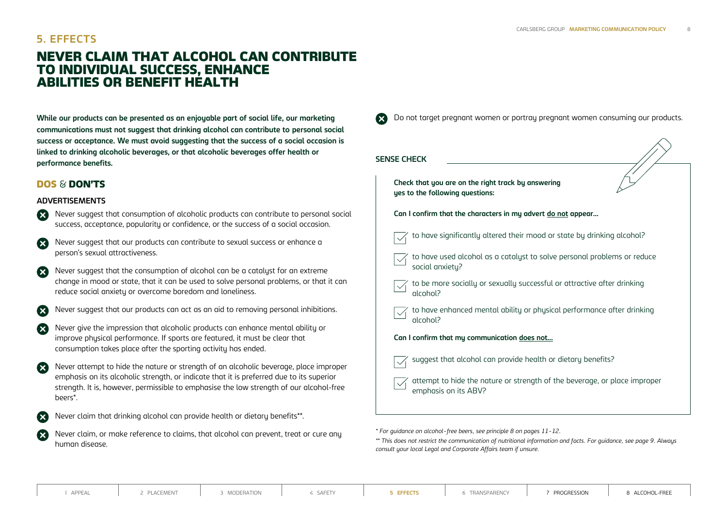## 5. EFFECTS

# NEVER CLAIM THAT ALCOHOL CAN CONTRIBUTE TO INDIVIDUAL SUCCESS, ENHANCE ABILITIES OR BENEFIT HEALTH

**While our products can be presented as an enjoyable part of social life, our marketing communications must not suggest that drinking alcohol can contribute to personal social success or acceptance. We must avoid suggesting that the success of a social occasion is linked to drinking alcoholic beverages, or that alcoholic beverages offer health or performance benefits.**

## DOS & DON'TS

### ADVERTISEMENTS

- ✖ Never suggest that consumption of alcoholic products can contribute to personal social success, acceptance, popularity or confidence, or the success of a social occasion.
- ✖ Never suggest that our products can contribute to sexual success or enhance a person's sexual attractiveness.
- ✖ Never suggest that the consumption of alcohol can be a catalyst for an extreme change in mood or state, that it can be used to solve personal problems, or that it can reduce social anxiety or overcome boredom and loneliness.
- ✖ Never suggest that our products can act as an aid to removing personal inhibitions.
- ✖ Never give the impression that alcoholic products can enhance mental ability or improve physical performance. If sports are featured, it must be clear that consumption takes place after the sporting activity has ended.
- ✖ Never attempt to hide the nature or strength of an alcoholic beverage, place improper emphasis on its alcoholic strength, or indicate that it is preferred due to its superior strength. It is, however, permissible to emphasise the low strength of our alcohol-free beers*.
- ✖ Never claim that drinking alcohol can provide health or dietary benefits**.
- ✖ Never claim, or make reference to claims, that alcohol can prevent, treat or cure any human disease.
- ✖ Do not target pregnant women or portray pregnant women consuming our products.

### SENSE CHECK

**Check that you are on the right track by answering yes to the following questions:**

**Can I confirm that the characters in my advert do not appear...**

- ☑ to have significantly altered their mood or state by drinking alcohol?
- ☑ to have used alcohol as a catalyst to solve personal problems or reduce social anxiety?
- ☑ to be more socially or sexually successful or attractive after drinking alcohol?
- ☑ to have enhanced mental ability or physical performance after drinking alcohol?

**Can I confirm that my communication does not...**

- ☑ suggest that alcohol can provide health or dietary benefits?
- ☑ attempt to hide the nature or strength of the beverage, or place improper emphasis on its ABV?

*\* For guidance on alcohol-free beers, see principle 8 on pages 11-12.*

*\*\* This does not restrict the communication of nutritional information and facts. For guidance, see page 9. Always consult your local Legal and Corporate Affairs team if unsure.*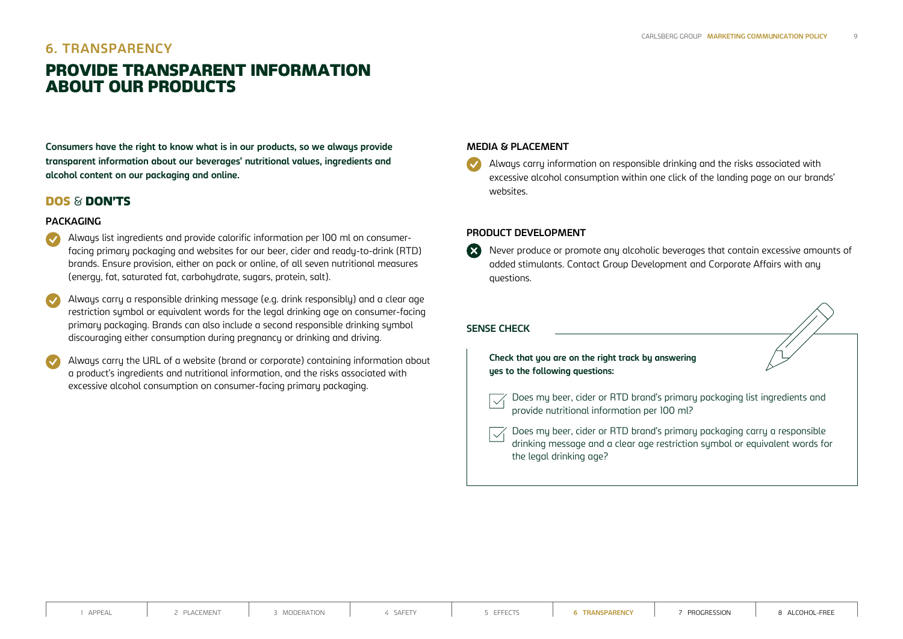## 6. TRANSPARENCY

# PROVIDE TRANSPARENT INFORMATION ABOUT OUR PRODUCTS

**Consumers have the right to know what is in our products, so we always provide transparent information about our beverages' nutritional values, ingredients and alcohol content on our packaging and online.**

## DOS & DON'TS

### PACKAGING

- ✔ Always list ingredients and provide calorific information per 100 ml on consumer-facing primary packaging and websites for our beer, cider and ready-to-drink (RTD) brands. Ensure provision, either on pack or online, of all seven nutritional measures (energy, fat, saturated fat, carbohydrate, sugars, protein, salt).
- ✔ Always carry a responsible drinking message (e.g. drink responsibly) and a clear age restriction symbol or equivalent words for the legal drinking age on consumer-facing primary packaging. Brands can also include a second responsible drinking symbol discouraging either consumption during pregnancy or drinking and driving.
- ✔ Always carry the URL of a website (brand or corporate) containing information about a product's ingredients and nutritional information, and the risks associated with excessive alcohol consumption on consumer-facing primary packaging.

### MEDIA & PLACEMENT

- ✔ Always carry information on responsible drinking and the risks associated with excessive alcohol consumption within one click of the landing page on our brands' websites.

### PRODUCT DEVELOPMENT

- ✖ Never produce or promote any alcoholic beverages that contain excessive amounts of added stimulants. Contact Group Development and Corporate Affairs with any questions.

### SENSE CHECK

**Check that you are on the right track by answering yes to the following questions:**

- ☐ Does my beer, cider or RTD brand's primary packaging list ingredients and provide nutritional information per 100 ml?
- ☐ Does my beer, cider or RTD brand's primary packaging carry a responsible drinking message and a clear age restriction symbol or equivalent words for the legal drinking age?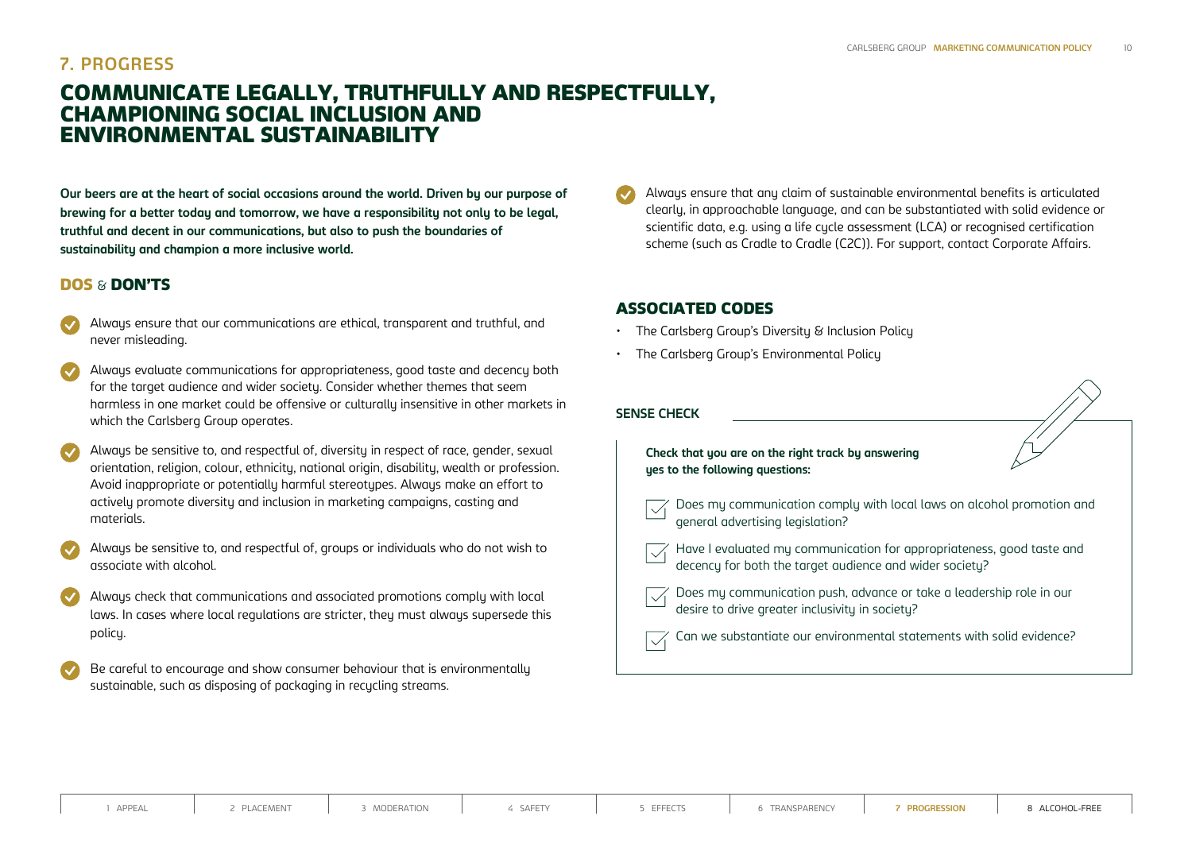## 7. PROGRESS

# COMMUNICATE LEGALLY, TRUTHFULLY AND RESPECTFULLY, CHAMPIONING SOCIAL INCLUSION AND ENVIRONMENTAL SUSTAINABILITY

**Our beers are at the heart of social occasions around the world. Driven by our purpose of brewing for a better today and tomorrow, we have a responsibility not only to be legal, truthful and decent in our communications, but also to push the boundaries of sustainability and champion a more inclusive world.**

## DOS & DON'TS

- Always ensure that our communications are ethical, transparent and truthful, and never misleading.
- Always evaluate communications for appropriateness, good taste and decency both for the target audience and wider society. Consider whether themes that seem harmless in one market could be offensive or culturally insensitive in other markets in which the Carlsberg Group operates.
- Always be sensitive to, and respectful of, diversity in respect of race, gender, sexual orientation, religion, colour, ethnicity, national origin, disability, wealth or profession. Avoid inappropriate or potentially harmful stereotypes. Always make an effort to actively promote diversity and inclusion in marketing campaigns, casting and materials.
- Always be sensitive to, and respectful of, groups or individuals who do not wish to associate with alcohol.
- Always check that communications and associated promotions comply with local laws. In cases where local regulations are stricter, they must always supersede this policy.
- Be careful to encourage and show consumer behaviour that is environmentally sustainable, such as disposing of packaging in recycling streams.
- Always ensure that any claim of sustainable environmental benefits is articulated clearly, in approachable language, and can be substantiated with solid evidence or scientific data, e.g. using a life cycle assessment (LCA) or recognised certification scheme (such as Cradle to Cradle (C2C)). For support, contact Corporate Affairs.

## ASSOCIATED CODES

- The Carlsberg Group's Diversity & Inclusion Policy
- The Carlsberg Group's Environmental Policy

### SENSE CHECK

**Check that you are on the right track by answering yes to the following questions:**

- Does my communication comply with local laws on alcohol promotion and general advertising legislation?
- Have I evaluated my communication for appropriateness, good taste and decency for both the target audience and wider society?
- Does my communication push, advance or take a leadership role in our desire to drive greater inclusivity in society?
- Can we substantiate our environmental statements with solid evidence?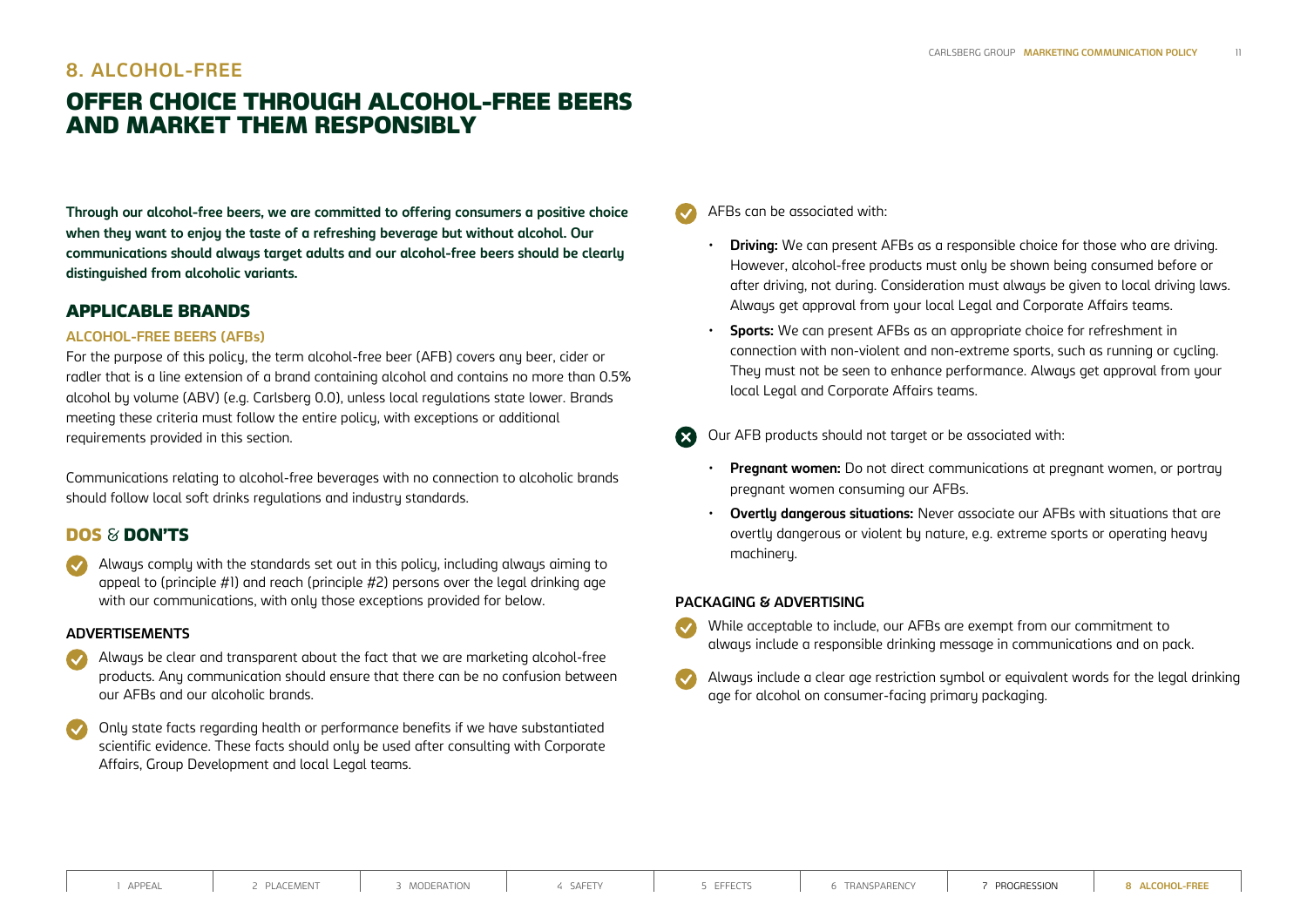## 8. ALCOHOL-FREE

# OFFER CHOICE THROUGH ALCOHOL-FREE BEERS AND MARKET THEM RESPONSIBLY

**Through our alcohol-free beers, we are committed to offering consumers a positive choice when they want to enjoy the taste of a refreshing beverage but without alcohol. Our communications should always target adults and our alcohol-free beers should be clearly distinguished from alcoholic variants.**

## APPLICABLE BRANDS

### ALCOHOL-FREE BEERS (AFBs)

For the purpose of this policy, the term alcohol-free beer (AFB) covers any beer, cider or radler that is a line extension of a brand containing alcohol and contains no more than 0.5% alcohol by volume (ABV) (e.g. Carlsberg 0.0), unless local regulations state lower. Brands meeting these criteria must follow the entire policy, with exceptions or additional requirements provided in this section.

Communications relating to alcohol-free beverages with no connection to alcoholic brands should follow local soft drinks regulations and industry standards.

## DOS & DON'TS

✓ Always comply with the standards set out in this policy, including always aiming to appeal to (principle #1) and reach (principle #2) persons over the legal drinking age with our communications, with only those exceptions provided for below.

### ADVERTISEMENTS

✓ Always be clear and transparent about the fact that we are marketing alcohol-free products. Any communication should ensure that there can be no confusion between our AFBs and our alcoholic brands.

✓ Only state facts regarding health or performance benefits if we have substantiated scientific evidence. These facts should only be used after consulting with Corporate Affairs, Group Development and local Legal teams.

✓ AFBs can be associated with:

- **Driving:** We can present AFBs as a responsible choice for those who are driving. However, alcohol-free products must only be shown being consumed before or after driving, not during. Consideration must always be given to local driving laws. Always get approval from your local Legal and Corporate Affairs teams.
- **Sports:** We can present AFBs as an appropriate choice for refreshment in connection with non-violent and non-extreme sports, such as running or cycling. They must not be seen to enhance performance. Always get approval from your local Legal and Corporate Affairs teams.

✗ Our AFB products should not target or be associated with:

- **Pregnant women:** Do not direct communications at pregnant women, or portray pregnant women consuming our AFBs.
- **Overtly dangerous situations:** Never associate our AFBs with situations that are overtly dangerous or violent by nature, e.g. extreme sports or operating heavy machinery.

### PACKAGING & ADVERTISING

✓ While acceptable to include, our AFBs are exempt from our commitment to always include a responsible drinking message in communications and on pack.

✓ Always include a clear age restriction symbol or equivalent words for the legal drinking age for alcohol on consumer-facing primary packaging.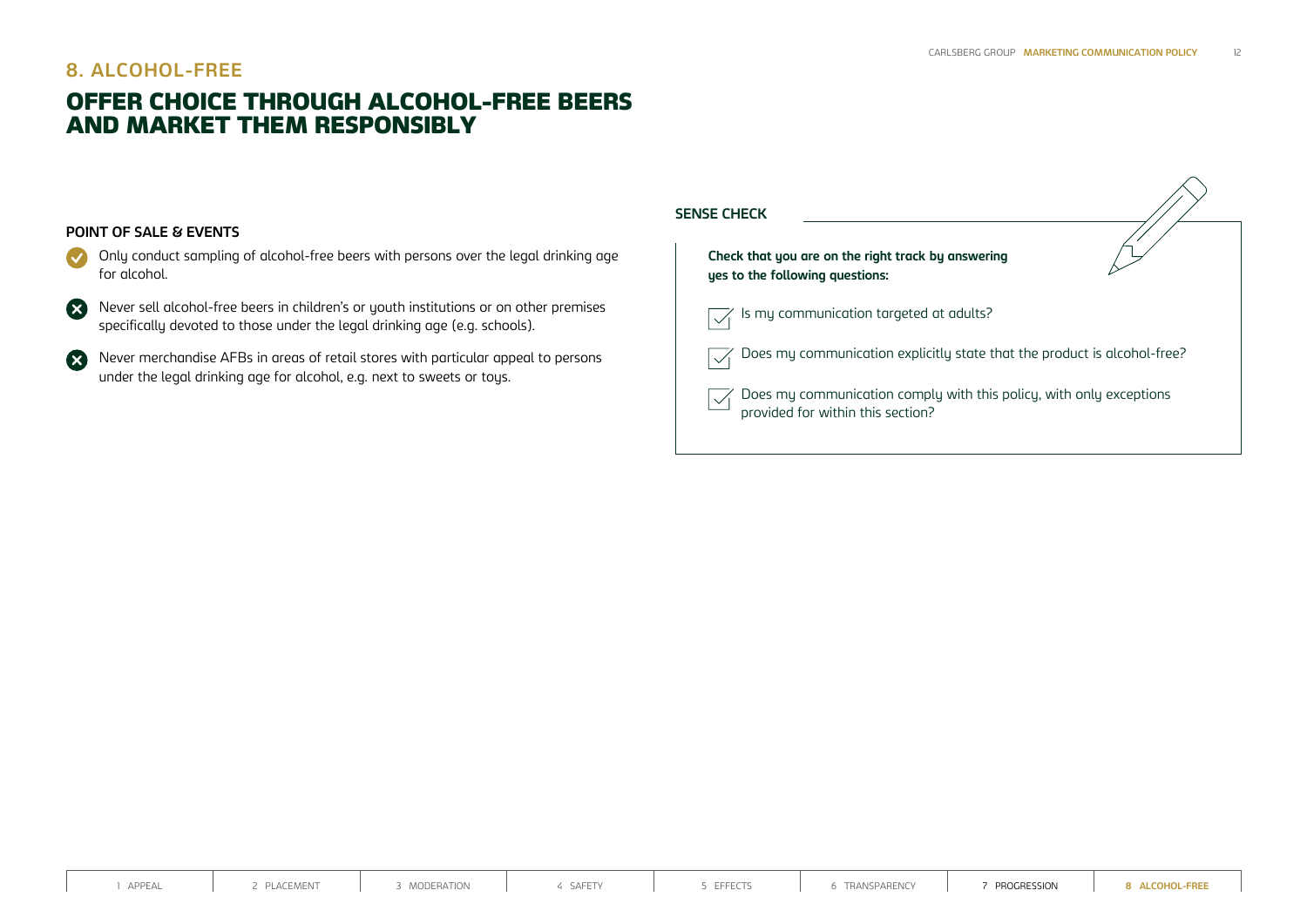## 8. ALCOHOL-FREE

# OFFER CHOICE THROUGH ALCOHOL-FREE BEERS AND MARKET THEM RESPONSIBLY

### POINT OF SALE & EVENTS

- ✔ Only conduct sampling of alcohol-free beers with persons over the legal drinking age for alcohol.
- ✖ Never sell alcohol-free beers in children's or youth institutions or on other premises specifically devoted to those under the legal drinking age (e.g. schools).
- ✖ Never merchandise AFBs in areas of retail stores with particular appeal to persons under the legal drinking age for alcohol, e.g. next to sweets or toys.

### SENSE CHECK

**Check that you are on the right track by answering yes to the following questions:**

- ☑ Is my communication targeted at adults?
- ☑ Does my communication explicitly state that the product is alcohol-free?
- ☑ Does my communication comply with this policy, with only exceptions provided for within this section?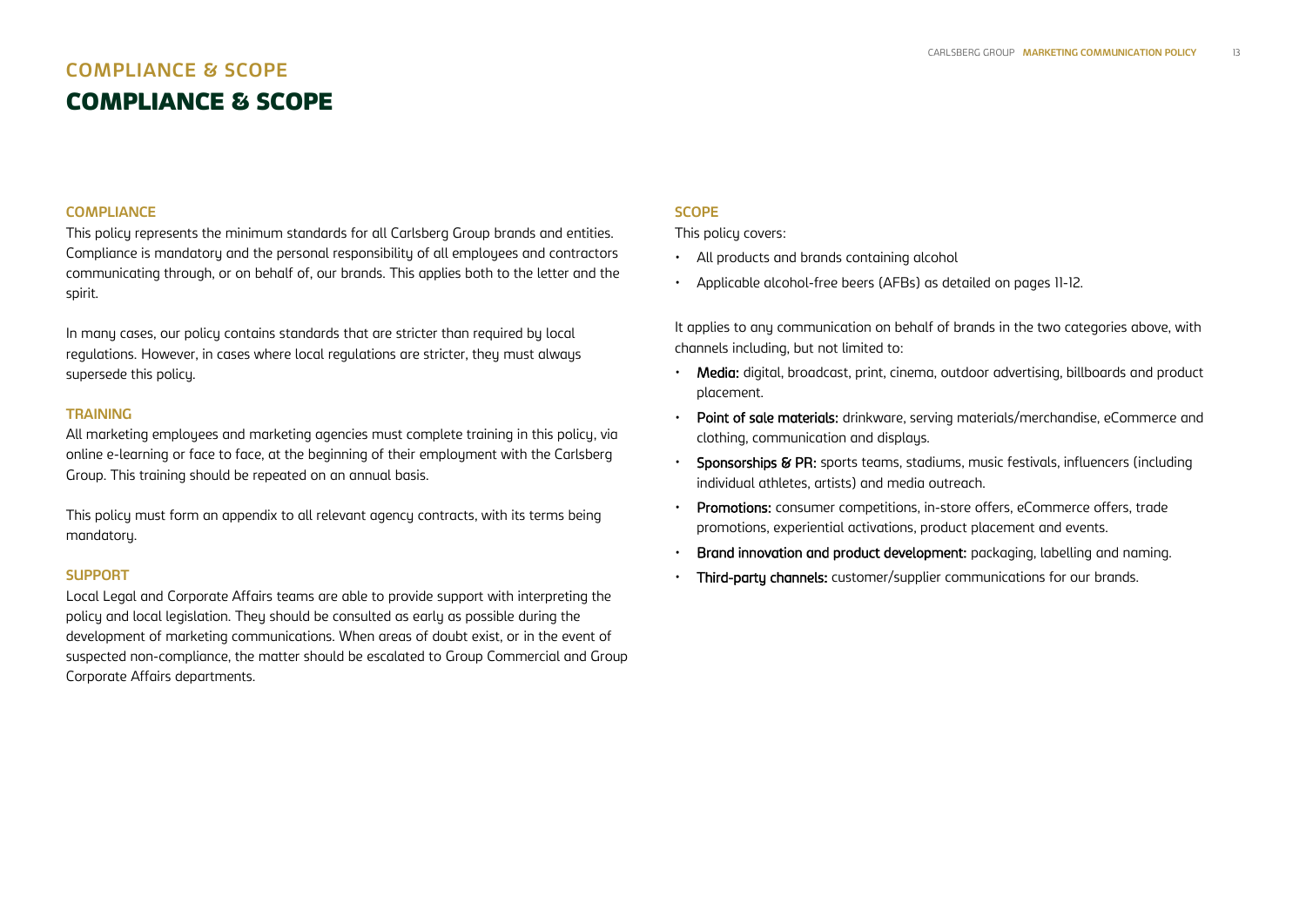# COMPLIANCE & SCOPE

## COMPLIANCE & SCOPE

### COMPLIANCE

This policy represents the minimum standards for all Carlsberg Group brands and entities. Compliance is mandatory and the personal responsibility of all employees and contractors communicating through, or on behalf of, our brands. This applies both to the letter and the spirit.

In many cases, our policy contains standards that are stricter than required by local regulations. However, in cases where local regulations are stricter, they must always supersede this policy.

### TRAINING

All marketing employees and marketing agencies must complete training in this policy, via online e-learning or face to face, at the beginning of their employment with the Carlsberg Group. This training should be repeated on an annual basis.

This policy must form an appendix to all relevant agency contracts, with its terms being mandatory.

### SUPPORT

Local Legal and Corporate Affairs teams are able to provide support with interpreting the policy and local legislation. They should be consulted as early as possible during the development of marketing communications. When areas of doubt exist, or in the event of suspected non-compliance, the matter should be escalated to Group Commercial and Group Corporate Affairs departments.

### SCOPE

This policy covers:

- All products and brands containing alcohol
- Applicable alcohol-free beers (AFBs) as detailed on pages 11-12.

It applies to any communication on behalf of brands in the two categories above, with channels including, but not limited to:

- **Media:** digital, broadcast, print, cinema, outdoor advertising, billboards and product placement.
- **Point of sale materials:** drinkware, serving materials/merchandise, eCommerce and clothing, communication and displays.
- **Sponsorships & PR:** sports teams, stadiums, music festivals, influencers (including individual athletes, artists) and media outreach.
- **Promotions:** consumer competitions, in-store offers, eCommerce offers, trade promotions, experiential activations, product placement and events.
- **Brand innovation and product development:** packaging, labelling and naming.
- **Third-party channels:** customer/supplier communications for our brands.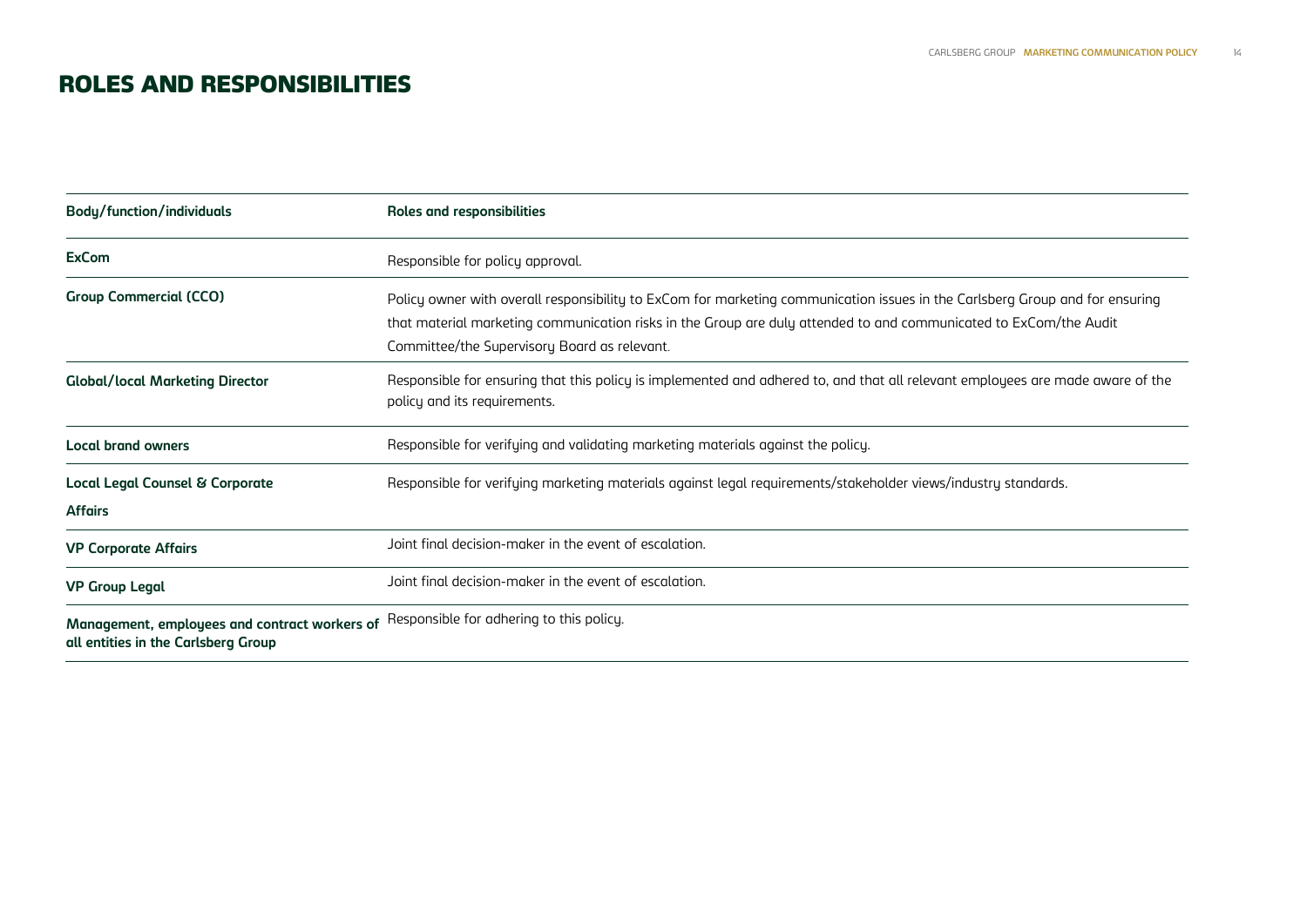# ROLES AND RESPONSIBILITIES

| Body/function/individuals | Roles and responsibilities |
| --- | --- |
| **ExCom** | Responsible for policy approval. |
| **Group Commercial (CCO)** | Policy owner with overall responsibility to ExCom for marketing communication issues in the Carlsberg Group and for ensuring that material marketing communication risks in the Group are duly attended to and communicated to ExCom/the Audit Committee/the Supervisory Board as relevant. |
| **Global/local Marketing Director** | Responsible for ensuring that this policy is implemented and adhered to, and that all relevant employees are made aware of the policy and its requirements. |
| **Local brand owners** | Responsible for verifying and validating marketing materials against the policy. |
| **Local Legal Counsel & Corporate Affairs** | Responsible for verifying marketing materials against legal requirements/stakeholder views/industry standards. |
| **VP Corporate Affairs** | Joint final decision-maker in the event of escalation. |
| **VP Group Legal** | Joint final decision-maker in the event of escalation. |
| **Management, employees and contract workers of all entities in the Carlsberg Group** | Responsible for adhering to this policy. |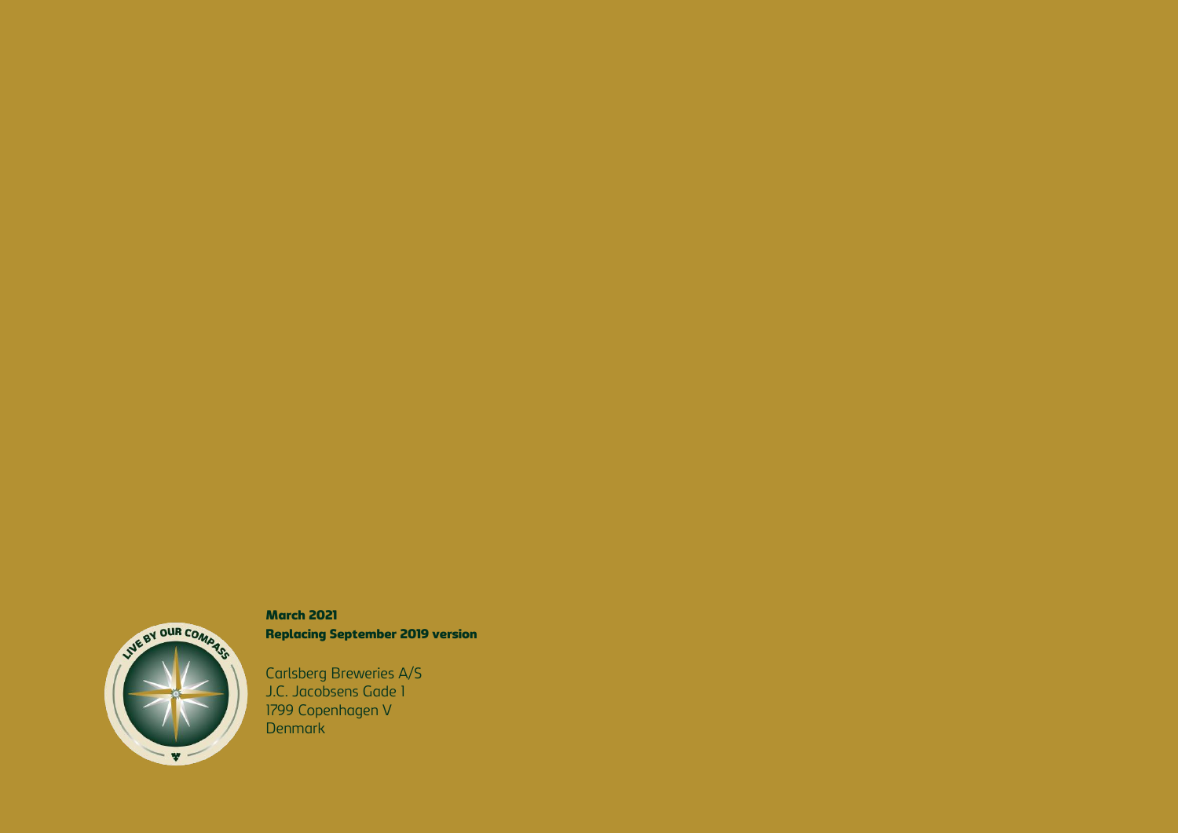**March 2021**
**Replacing September 2019 version**

Carlsberg Breweries A/S
J.C. Jacobsens Gade 1
1799 Copenhagen V
Denmark